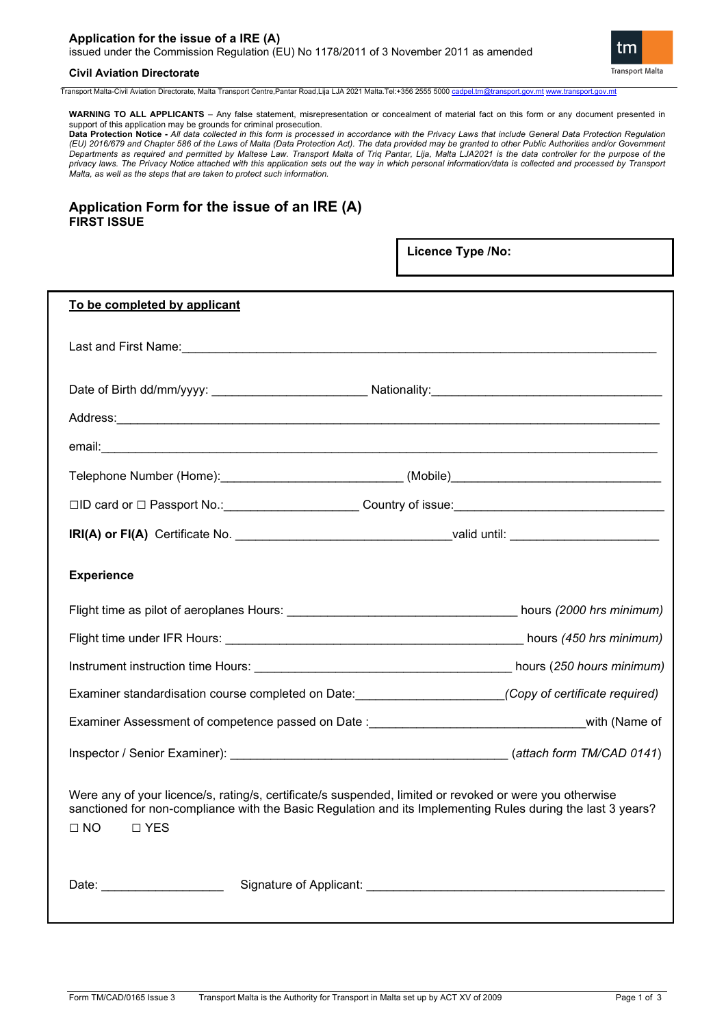**Application for the issue of a IRE (A)**
issued under the Commission Regulation (EU) No 1178/2011 of 3 November 2011 as amended

**Civil Aviation Directorate**

Transport Malta-Civil Aviation Directorate, Malta Transport Centre,Pantar Road,Lija LJA 2021 Malta.Tel:+356 2555 5000 cadpel.tm@transport.gov.mt www.transport.gov.mt

**WARNING TO ALL APPLICANTS** – Any false statement, misrepresentation or concealment of material fact on this form or any document presented in support of this application may be grounds for criminal prosecution.
**Data Protection Notice -** *All data collected in this form is processed in accordance with the Privacy Laws that include General Data Protection Regulation (EU) 2016/679 and Chapter 586 of the Laws of Malta (Data Protection Act). The data provided may be granted to other Public Authorities and/or Government Departments as required and permitted by Maltese Law. Transport Malta of Triq Pantar, Lija, Malta LJA2021 is the data controller for the purpose of the privacy laws. The Privacy Notice attached with this application sets out the way in which personal information/data is collected and processed by Transport Malta, as well as the steps that are taken to protect such information.*

## Application Form for the issue of an IRE (A)
**FIRST ISSUE**

**Licence Type /No:**

**To be completed by applicant**

Last and First Name:\_\_\_\_\_\_\_\_\_\_\_\_\_\_\_\_\_\_\_\_\_\_\_\_\_\_\_\_\_\_\_\_\_\_\_\_\_\_\_\_

Date of Birth dd/mm/yyyy: \_\_\_\_\_\_\_\_\_\_\_\_\_\_\_\_\_\_\_\_ Nationality:\_\_\_\_\_\_\_\_\_\_\_\_\_\_\_\_\_\_\_\_\_\_

Address:\_\_\_\_\_\_\_\_\_\_\_\_\_\_\_\_\_\_\_\_\_\_\_\_\_\_\_\_\_\_\_\_\_\_\_\_\_\_\_\_\_\_\_\_

email:\_\_\_\_\_\_\_\_\_\_\_\_\_\_\_\_\_\_\_\_\_\_\_\_\_\_\_\_\_\_\_\_\_\_\_\_\_\_\_\_\_\_\_\_

Telephone Number (Home):\_\_\_\_\_\_\_\_\_\_\_\_\_\_\_\_\_\_\_\_\_\_ (Mobile)\_\_\_\_\_\_\_\_\_\_\_\_\_\_\_\_\_\_\_\_\_\_

☐ID card or ☐ Passport No.:\_\_\_\_\_\_\_\_\_\_\_\_\_\_\_\_\_\_ Country of issue:\_\_\_\_\_\_\_\_\_\_\_\_\_\_\_\_\_\_\_\_\_\_

**IRI(A) or FI(A)** Certificate No. \_\_\_\_\_\_\_\_\_\_\_\_\_\_\_\_\_\_\_\_\_\_\_\_\_\_valid until: \_\_\_\_\_\_\_\_\_\_\_\_\_\_\_\_\_\_

**Experience**

Flight time as pilot of aeroplanes Hours: \_\_\_\_\_\_\_\_\_\_\_\_\_\_\_\_\_\_\_\_\_\_\_\_\_\_\_\_ hours *(2000 hrs minimum)*

Flight time under IFR Hours: \_\_\_\_\_\_\_\_\_\_\_\_\_\_\_\_\_\_\_\_\_\_\_\_\_\_\_\_\_\_\_\_\_\_ hours *(450 hrs minimum)*

Instrument instruction time Hours: \_\_\_\_\_\_\_\_\_\_\_\_\_\_\_\_\_\_\_\_\_\_\_\_\_\_\_\_\_\_ hours (*250 hours minimum)*

Examiner standardisation course completed on Date:\_\_\_\_\_\_\_\_\_\_\_\_\_\_\_\_\_\_*(Copy of certificate required)*

Examiner Assessment of competence passed on Date :\_\_\_\_\_\_\_\_\_\_\_\_\_\_\_\_\_\_\_\_\_\_\_\_with (Name of

Inspector / Senior Examiner): \_\_\_\_\_\_\_\_\_\_\_\_\_\_\_\_\_\_\_\_\_\_\_\_\_\_\_\_\_\_\_\_\_ (*attach form TM/CAD 0141*)

Were any of your licence/s, rating/s, certificate/s suspended, limited or revoked or were you otherwise sanctioned for non-compliance with the Basic Regulation and its Implementing Rules during the last 3 years?
☐ NO ☐ YES

Date: \_\_\_\_\_\_\_\_\_\_\_\_\_\_\_ Signature of Applicant: \_\_\_\_\_\_\_\_\_\_\_\_\_\_\_\_\_\_\_\_\_\_\_\_\_\_\_\_\_\_\_\_\_\_\_\_

Form TM/CAD/0165 Issue 3 Transport Malta is the Authority for Transport in Malta set up by ACT XV of 2009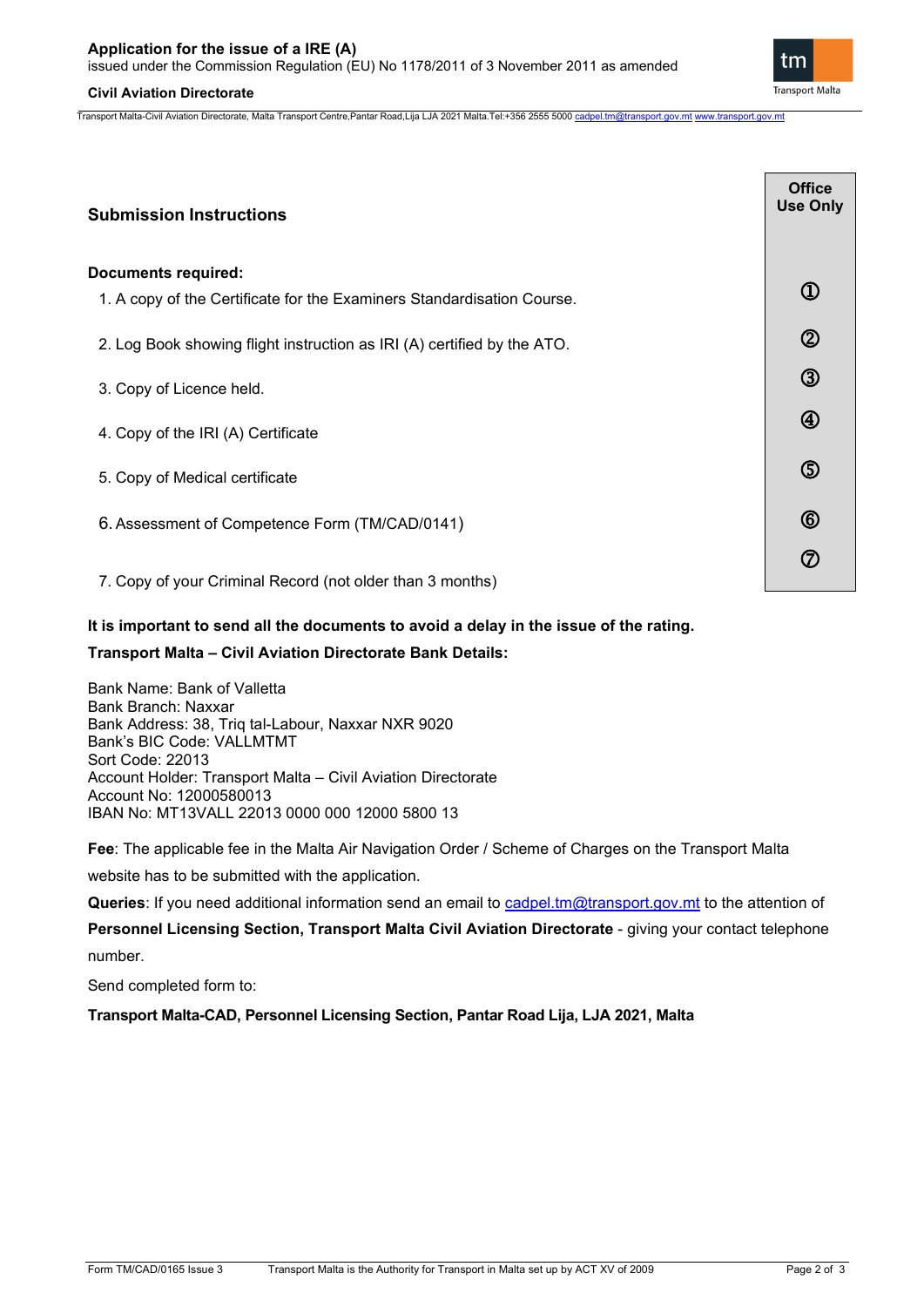## Submission Instructions

**Documents required:**

| | Office Use Only |
|---|---|
| 1. A copy of the Certificate for the Examiners Standardisation Course. | ① |
| 2. Log Book showing flight instruction as IRI (A) certified by the ATO. | ② |
| 3. Copy of Licence held. | ③ |
| 4. Copy of the IRI (A) Certificate | ④ |
| 5. Copy of Medical certificate | ⑤ |
| 6. Assessment of Competence Form (TM/CAD/0141) | ⑥ |
| 7. Copy of your Criminal Record (not older than 3 months) | ⑦ |

**It is important to send all the documents to avoid a delay in the issue of the rating.**

**Transport Malta – Civil Aviation Directorate Bank Details:**

Bank Name: Bank of Valletta
Bank Branch: Naxxar
Bank Address: 38, Triq tal-Labour, Naxxar NXR 9020
Bank's BIC Code: VALLMTMT
Sort Code: 22013
Account Holder: Transport Malta – Civil Aviation Directorate
Account No: 12000580013
IBAN No: MT13VALL 22013 0000 000 12000 5800 13

**Fee**: The applicable fee in the Malta Air Navigation Order / Scheme of Charges on the Transport Malta website has to be submitted with the application.

**Queries**: If you need additional information send an email to cadpel.tm@transport.gov.mt to the attention of **Personnel Licensing Section, Transport Malta Civil Aviation Directorate** - giving your contact telephone number.

Send completed form to:

**Transport Malta-CAD, Personnel Licensing Section, Pantar Road Lija, LJA 2021, Malta**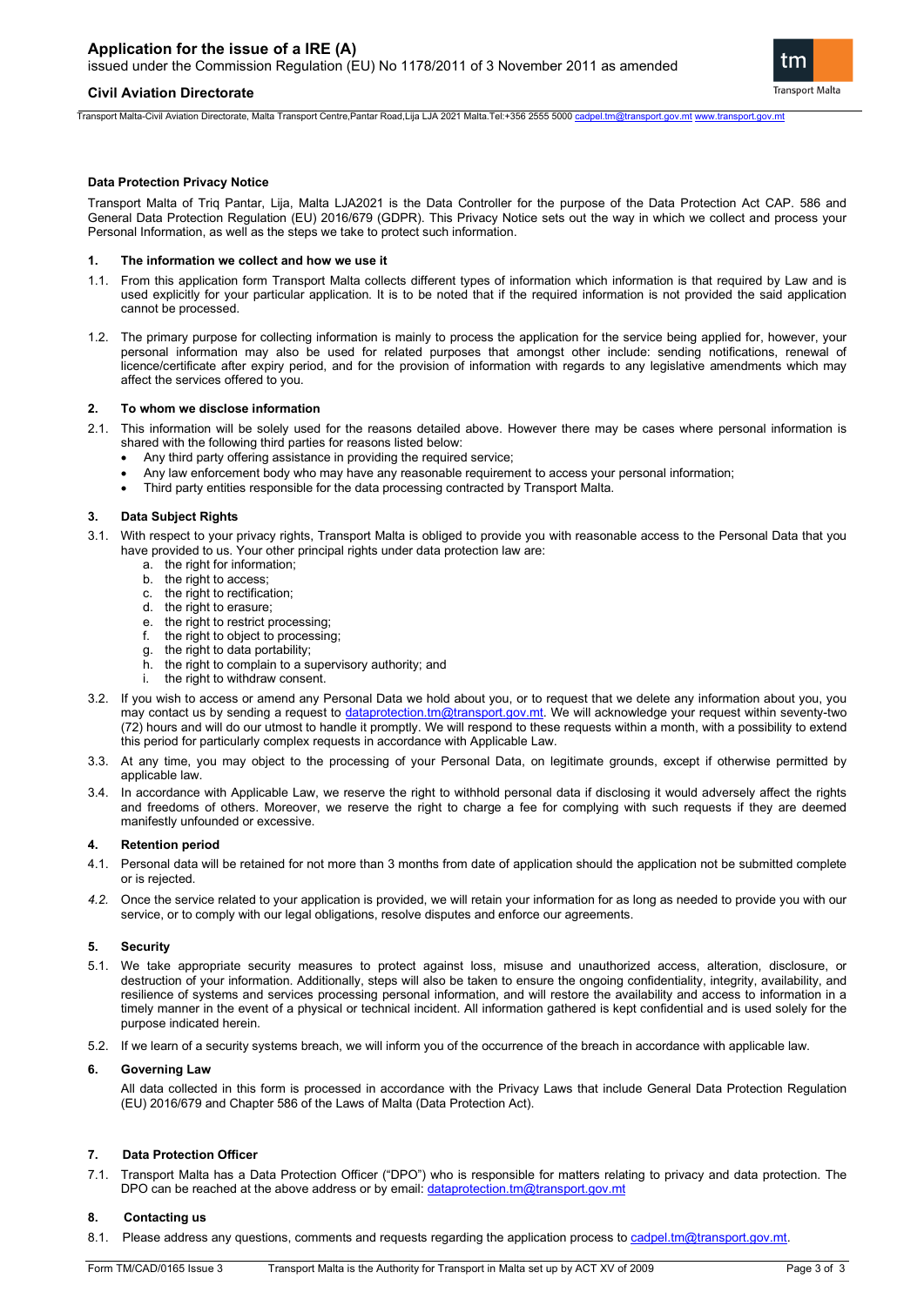### Data Protection Privacy Notice

Transport Malta of Triq Pantar, Lija, Malta LJA2021 is the Data Controller for the purpose of the Data Protection Act CAP. 586 and General Data Protection Regulation (EU) 2016/679 (GDPR). This Privacy Notice sets out the way in which we collect and process your Personal Information, as well as the steps we take to protect such information.

#### 1. The information we collect and how we use it

1.1. From this application form Transport Malta collects different types of information which information is that required by Law and is used explicitly for your particular application. It is to be noted that if the required information is not provided the said application cannot be processed.

1.2. The primary purpose for collecting information is mainly to process the application for the service being applied for, however, your personal information may also be used for related purposes that amongst other include: sending notifications, renewal of licence/certificate after expiry period, and for the provision of information with regards to any legislative amendments which may affect the services offered to you.

#### 2. To whom we disclose information

2.1. This information will be solely used for the reasons detailed above. However there may be cases where personal information is shared with the following third parties for reasons listed below:

- Any third party offering assistance in providing the required service;
- Any law enforcement body who may have any reasonable requirement to access your personal information;
- Third party entities responsible for the data processing contracted by Transport Malta.

#### 3. Data Subject Rights

3.1. With respect to your privacy rights, Transport Malta is obliged to provide you with reasonable access to the Personal Data that you have provided to us. Your other principal rights under data protection law are:

a. the right for information;
b. the right to access;
c. the right to rectification;
d. the right to erasure;
e. the right to restrict processing;
f. the right to object to processing;
g. the right to data portability;
h. the right to complain to a supervisory authority; and
i. the right to withdraw consent.

3.2. If you wish to access or amend any Personal Data we hold about you, or to request that we delete any information about you, you may contact us by sending a request to dataprotection.tm@transport.gov.mt. We will acknowledge your request within seventy-two (72) hours and will do our utmost to handle it promptly. We will respond to these requests within a month, with a possibility to extend this period for particularly complex requests in accordance with Applicable Law.

3.3. At any time, you may object to the processing of your Personal Data, on legitimate grounds, except if otherwise permitted by applicable law.

3.4. In accordance with Applicable Law, we reserve the right to withhold personal data if disclosing it would adversely affect the rights and freedoms of others. Moreover, we reserve the right to charge a fee for complying with such requests if they are deemed manifestly unfounded or excessive.

#### 4. Retention period

4.1. Personal data will be retained for not more than 3 months from date of application should the application not be submitted complete or is rejected.

*4.2.* Once the service related to your application is provided, we will retain your information for as long as needed to provide you with our service, or to comply with our legal obligations, resolve disputes and enforce our agreements.

#### 5. Security

5.1. We take appropriate security measures to protect against loss, misuse and unauthorized access, alteration, disclosure, or destruction of your information. Additionally, steps will also be taken to ensure the ongoing confidentiality, integrity, availability, and resilience of systems and services processing personal information, and will restore the availability and access to information in a timely manner in the event of a physical or technical incident. All information gathered is kept confidential and is used solely for the purpose indicated herein.

5.2. If we learn of a security systems breach, we will inform you of the occurrence of the breach in accordance with applicable law.

#### 6. Governing Law

All data collected in this form is processed in accordance with the Privacy Laws that include General Data Protection Regulation (EU) 2016/679 and Chapter 586 of the Laws of Malta (Data Protection Act).

#### 7. Data Protection Officer

7.1. Transport Malta has a Data Protection Officer ("DPO") who is responsible for matters relating to privacy and data protection. The DPO can be reached at the above address or by email: dataprotection.tm@transport.gov.mt

#### 8. Contacting us

8.1. Please address any questions, comments and requests regarding the application process to cadpel.tm@transport.gov.mt.